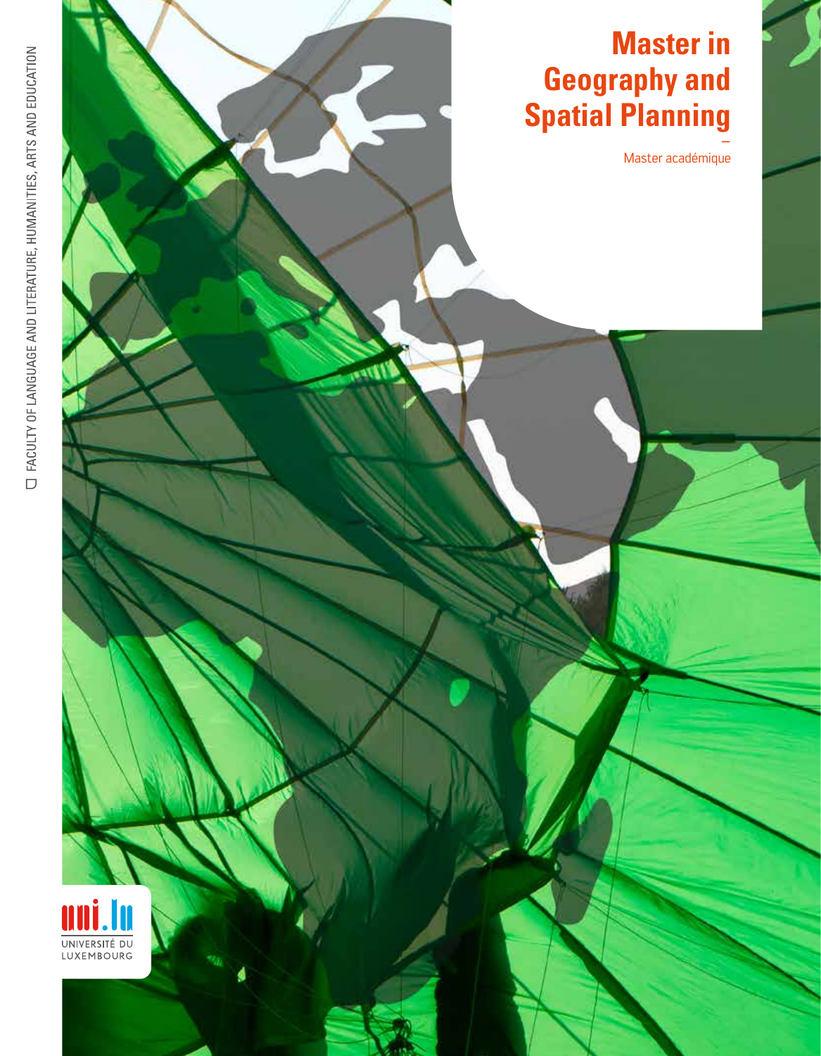FACULTY OF LANGUAGE AND LITERATURE, HUMANITIES, ARTS AND EDUCATION

# Master in Geography and Spatial Planning

–

Master académique

UNIVERSITÉ DU LUXEMBOURG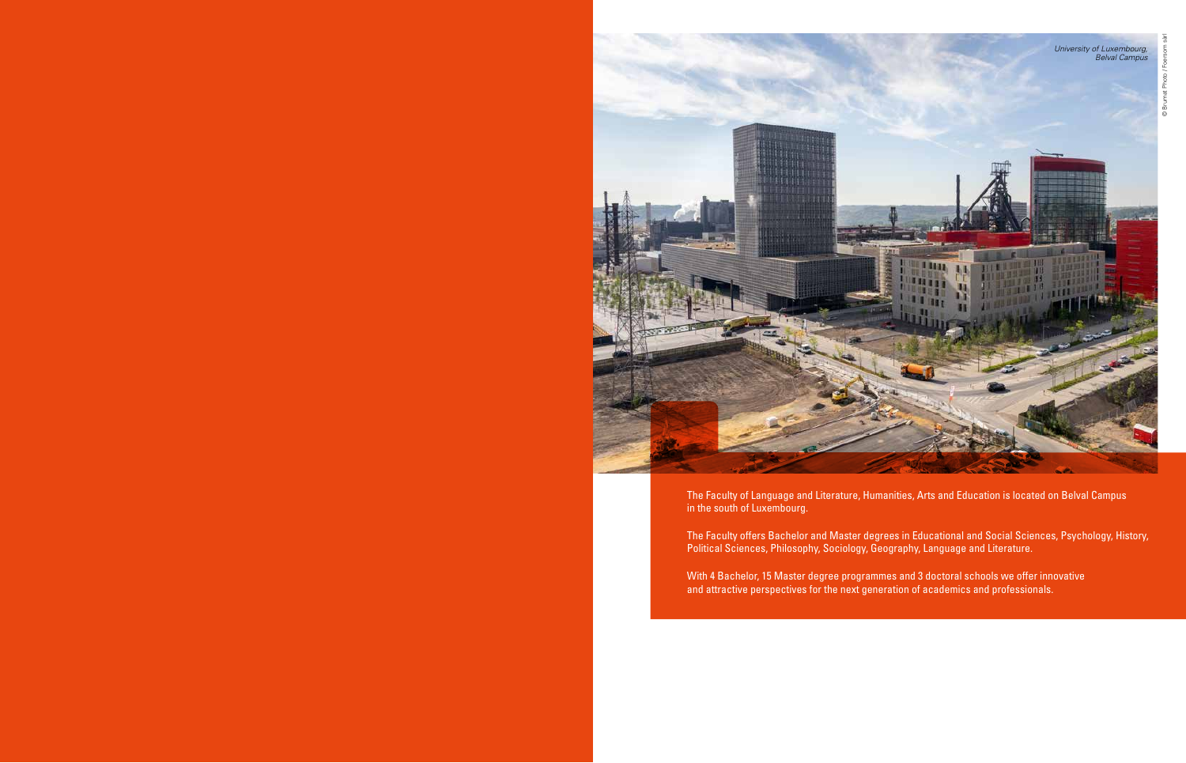*University of Luxembourg, Belval Campus*

© Brumat Photo / Foersom sàrl

The Faculty of Language and Literature, Humanities, Arts and Education is located on Belval Campus in the south of Luxembourg.

The Faculty offers Bachelor and Master degrees in Educational and Social Sciences, Psychology, History, Political Sciences, Philosophy, Sociology, Geography, Language and Literature.

With 4 Bachelor, 15 Master degree programmes and 3 doctoral schools we offer innovative and attractive perspectives for the next generation of academics and professionals.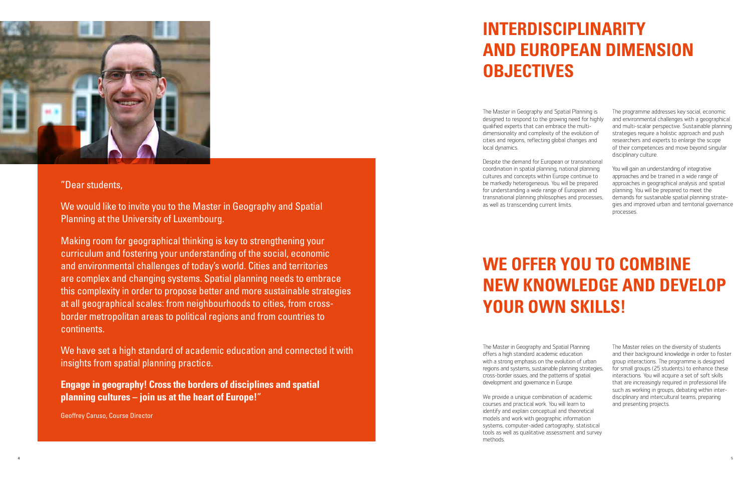"Dear students,

We would like to invite you to the Master in Geography and Spatial Planning at the University of Luxembourg.

Making room for geographical thinking is key to strengthening your curriculum and fostering your understanding of the social, economic and environmental challenges of today's world. Cities and territories are complex and changing systems. Spatial planning needs to embrace this complexity in order to propose better and more sustainable strategies at all geographical scales: from neighbourhoods to cities, from cross-border metropolitan areas to political regions and from countries to continents.

We have set a high standard of academic education and connected it with insights from spatial planning practice.

**Engage in geography! Cross the borders of disciplines and spatial planning cultures – join us at the heart of Europe!"**

Geoffrey Caruso, Course Director

# INTERDISCIPLINARITY AND EUROPEAN DIMENSION OBJECTIVES

The Master in Geography and Spatial Planning is designed to respond to the growing need for highly qualified experts that can embrace the multi-dimensionality and complexity of the evolution of cities and regions, reflecting global changes and local dynamics.

Despite the demand for European or transnational coordination in spatial planning, national planning cultures and concepts within Europe continue to be markedly heterogeneous. You will be prepared for understanding a wide range of European and transnational planning philosophies and processes, as well as transcending current limits.

The programme addresses key social, economic and environmental challenges with a geographical and multi-scalar perspective. Sustainable planning strategies require a holistic approach and push researchers and experts to enlarge the scope of their competences and move beyond singular disciplinary culture.

You will gain an understanding of integrative approaches and be trained in a wide range of approaches in geographical analysis and spatial planning. You will be prepared to meet the demands for sustainable spatial planning strategies and improved urban and territorial governance processes.

# WE OFFER YOU TO COMBINE NEW KNOWLEDGE AND DEVELOP YOUR OWN SKILLS!

The Master in Geography and Spatial Planning offers a high standard academic education with a strong emphasis on the evolution of urban regions and systems, sustainable planning strategies, cross-border issues, and the patterns of spatial development and governance in Europe.

We provide a unique combination of academic courses and practical work. You will learn to identify and explain conceptual and theoretical models and work with geographic information systems, computer-aided cartography, statistical tools as well as qualitative assessment and survey methods.

The Master relies on the diversity of students and their background knowledge in order to foster group interactions. The programme is designed for small groups (25 students) to enhance these interactions. You will acquire a set of soft skills that are increasingly required in professional life such as working in groups, debating within inter-disciplinary and intercultural teams, preparing and presenting projects.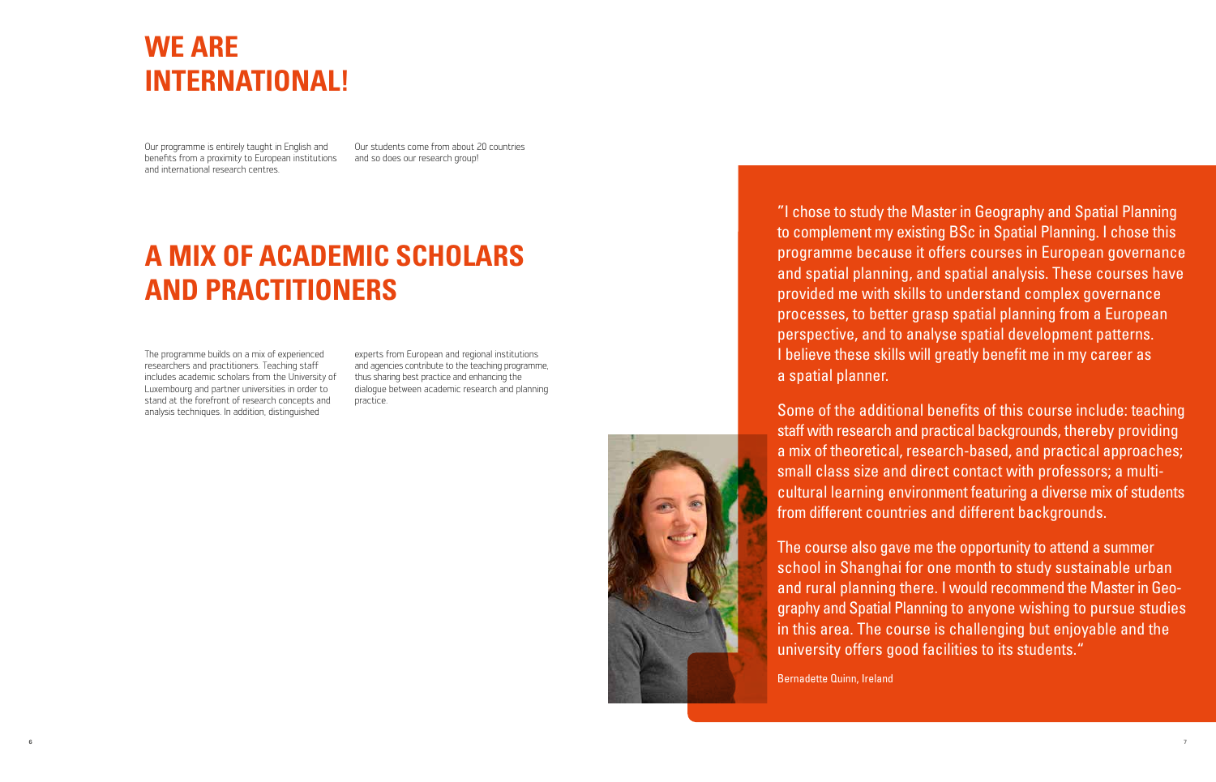# WE ARE INTERNATIONAL!

Our programme is entirely taught in English and benefits from a proximity to European institutions and international research centres.

Our students come from about 20 countries and so does our research group!

# A MIX OF ACADEMIC SCHOLARS AND PRACTITIONERS

The programme builds on a mix of experienced researchers and practitioners. Teaching staff includes academic scholars from the University of Luxembourg and partner universities in order to stand at the forefront of research concepts and analysis techniques. In addition, distinguished experts from European and regional institutions and agencies contribute to the teaching programme, thus sharing best practice and enhancing the dialogue between academic research and planning practice.

"I chose to study the Master in Geography and Spatial Planning to complement my existing BSc in Spatial Planning. I chose this programme because it offers courses in European governance and spatial planning, and spatial analysis. These courses have provided me with skills to understand complex governance processes, to better grasp spatial planning from a European perspective, and to analyse spatial development patterns. I believe these skills will greatly benefit me in my career as a spatial planner.

Some of the additional benefits of this course include: teaching staff with research and practical backgrounds, thereby providing a mix of theoretical, research-based, and practical approaches; small class size and direct contact with professors; a multi-cultural learning environment featuring a diverse mix of students from different countries and different backgrounds.

The course also gave me the opportunity to attend a summer school in Shanghai for one month to study sustainable urban and rural planning there. I would recommend the Master in Geography and Spatial Planning to anyone wishing to pursue studies in this area. The course is challenging but enjoyable and the university offers good facilities to its students."

Bernadette Quinn, Ireland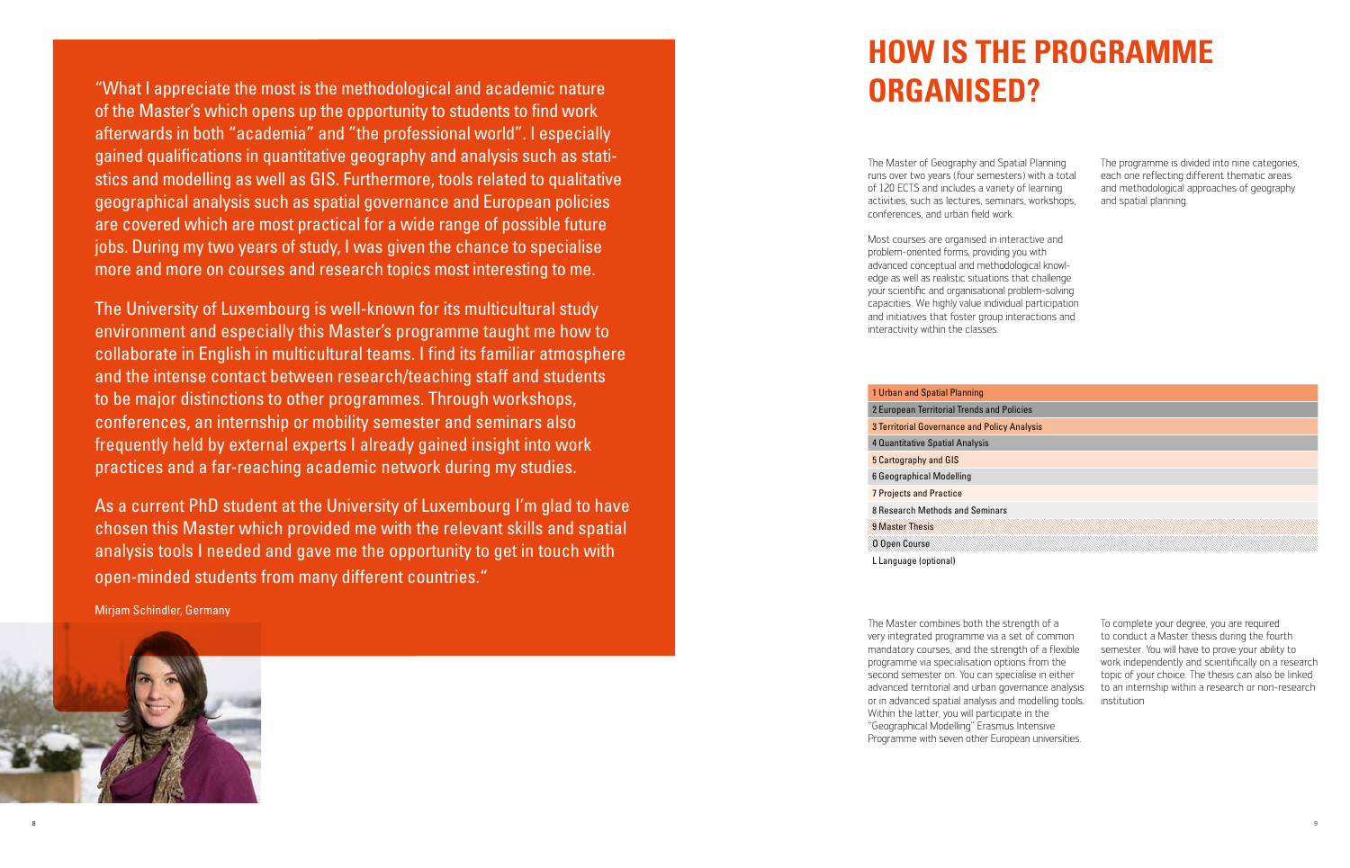"What I appreciate the most is the methodological and academic nature of the Master's which opens up the opportunity to students to find work afterwards in both "academia" and "the professional world". I especially gained qualifications in quantitative geography and analysis such as statistics and modelling as well as GIS. Furthermore, tools related to qualitative geographical analysis such as spatial governance and European policies are covered which are most practical for a wide range of possible future jobs. During my two years of study, I was given the chance to specialise more and more on courses and research topics most interesting to me.

The University of Luxembourg is well-known for its multicultural study environment and especially this Master's programme taught me how to collaborate in English in multicultural teams. I find its familiar atmosphere and the intense contact between research/teaching staff and students to be major distinctions to other programmes. Through workshops, conferences, an internship or mobility semester and seminars also frequently held by external experts I already gained insight into work practices and a far-reaching academic network during my studies.

As a current PhD student at the University of Luxembourg I'm glad to have chosen this Master which provided me with the relevant skills and spatial analysis tools I needed and gave me the opportunity to get in touch with open-minded students from many different countries."

Mirjam Schindler, Germany

# HOW IS THE PROGRAMME ORGANISED?

The Master of Geography and Spatial Planning runs over two years (four semesters) with a total of 120 ECTS and includes a variety of learning activities, such as lectures, seminars, workshops, conferences, and urban field work.

Most courses are organised in interactive and problem-oriented forms, providing you with advanced conceptual and methodological knowledge as well as realistic situations that challenge your scientific and organisational problem-solving capacities. We highly value individual participation and initiatives that foster group interactions and interactivity within the classes.

The programme is divided into nine categories, each one reflecting different thematic areas and methodological approaches of geography and spatial planning.

- 1 Urban and Spatial Planning
- 2 European Territorial Trends and Policies
- 3 Territorial Governance and Policy Analysis
- 4 Quantitative Spatial Analysis
- 5 Cartography and GIS
- 6 Geographical Modelling
- 7 Projects and Practice
- 8 Research Methods and Seminars
- 9 Master Thesis
- O Open Course
- L Language (optional)

The Master combines both the strength of a very integrated programme via a set of common mandatory courses, and the strength of a flexible programme via specialisation options from the second semester on. You can specialise in either advanced territorial and urban governance analysis or in advanced spatial analysis and modelling tools. Within the latter, you will participate in the "Geographical Modelling" Erasmus Intensive Programme with seven other European universities.

To complete your degree, you are required to conduct a Master thesis during the fourth semester. You will have to prove your ability to work independently and scientifically on a research topic of your choice. The thesis can also be linked to an internship within a research or non-research institution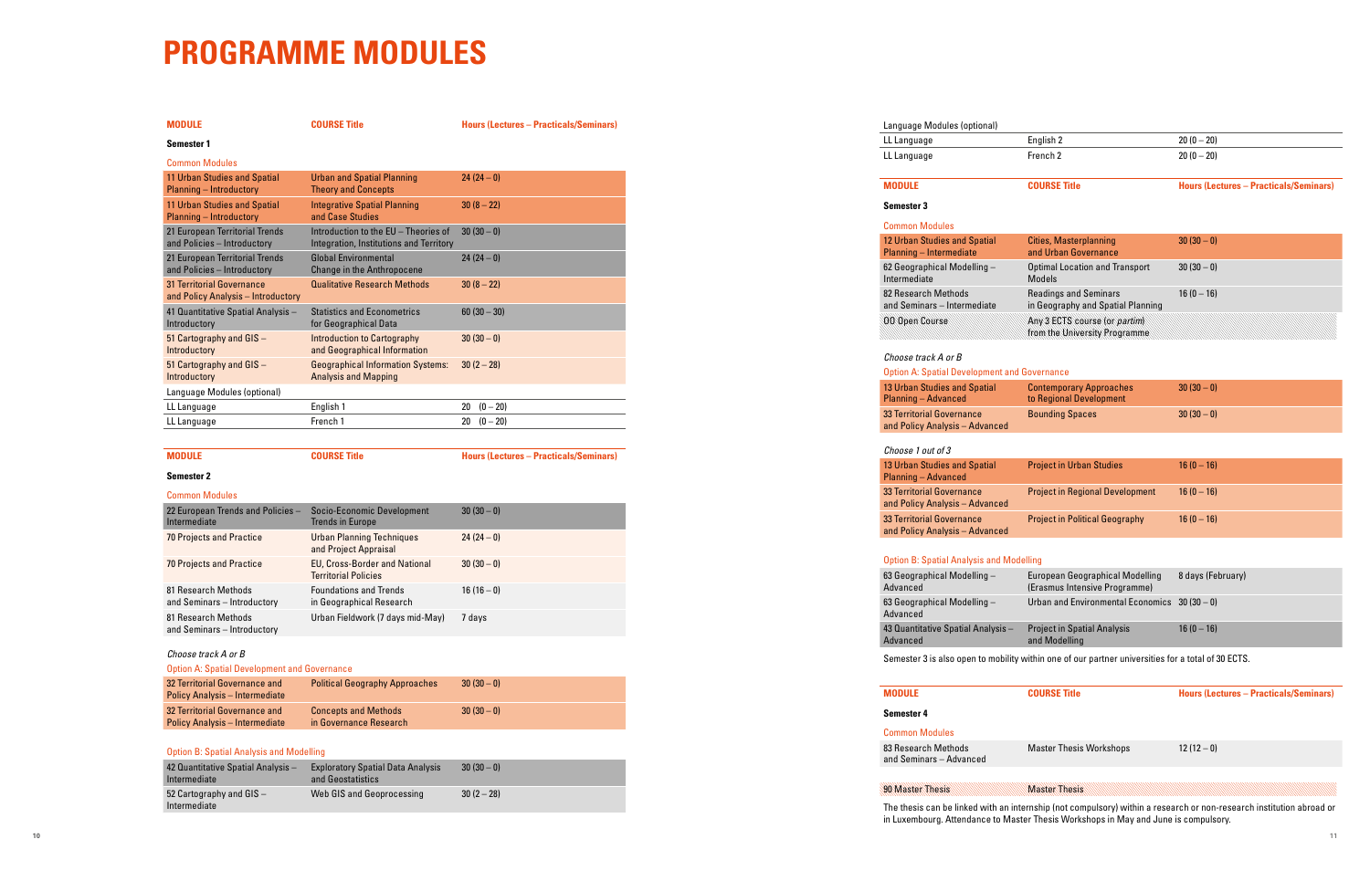# PROGRAMME MODULES

| MODULE | COURSE Title | Hours (Lectures – Practicals/Seminars) |
|---|---|---|
| **Semester 1** | | |
| Common Modules | | |
| 11 Urban Studies and Spatial Planning – Introductory | Urban and Spatial Planning Theory and Concepts | 24 (24 – 0) |
| 11 Urban Studies and Spatial Planning – Introductory | Integrative Spatial Planning and Case Studies | 30 (8 – 22) |
| 21 European Territorial Trends and Policies – Introductory | Introduction to the EU – Theories of Integration, Institutions and Territory | 30 (30 – 0) |
| 21 European Territorial Trends and Policies – Introductory | Global Environmental Change in the Anthropocene | 24 (24 – 0) |
| 31 Territorial Governance and Policy Analysis – Introductory | Qualitative Research Methods | 30 (8 – 22) |
| 41 Quantitative Spatial Analysis – Introductory | Statistics and Econometrics for Geographical Data | 60 (30 – 30) |
| 51 Cartography and GIS – Introductory | Introduction to Cartography and Geographical Information | 30 (30 – 0) |
| 51 Cartography and GIS – Introductory | Geographical Information Systems: Analysis and Mapping | 30 (2 – 28) |
| Language Modules (optional) | | |
| LL Language | English 1 | 20 (0 – 20) |
| LL Language | French 1 | 20 (0 – 20) |

| MODULE | COURSE Title | Hours (Lectures – Practicals/Seminars) |
|---|---|---|
| **Semester 2** | | |
| Common Modules | | |
| 22 European Trends and Policies – Intermediate | Socio-Economic Development Trends in Europe | 30 (30 – 0) |
| 70 Projects and Practice | Urban Planning Techniques and Project Appraisal | 24 (24 – 0) |
| 70 Projects and Practice | EU, Cross-Border and National Territorial Policies | 30 (30 – 0) |
| 81 Research Methods and Seminars – Introductory | Foundations and Trends in Geographical Research | 16 (16 – 0) |
| 81 Research Methods and Seminars – Introductory | Urban Fieldwork (7 days mid-May) | 7 days |
| *Choose track A or B* | | |
| Option A: Spatial Development and Governance | | |
| 32 Territorial Governance and Policy Analysis – Intermediate | Political Geography Approaches | 30 (30 – 0) |
| 32 Territorial Governance and Policy Analysis – Intermediate | Concepts and Methods in Governance Research | 30 (30 – 0) |
| Option B: Spatial Analysis and Modelling | | |
| 42 Quantitative Spatial Analysis – Intermediate | Exploratory Spatial Data Analysis and Geostatistics | 30 (30 – 0) |
| 52 Cartography and GIS – Intermediate | Web GIS and Geoprocessing | 30 (2 – 28) |
| Language Modules (optional) | | |
| LL Language | English 2 | 20 (0 – 20) |
| LL Language | French 2 | 20 (0 – 20) |

| MODULE | COURSE Title | Hours (Lectures – Practicals/Seminars) |
|---|---|---|
| **Semester 3** | | |
| Common Modules | | |
| 12 Urban Studies and Spatial Planning – Intermediate | Cities, Masterplanning and Urban Governance | 30 (30 – 0) |
| 62 Geographical Modelling – Intermediate | Optimal Location and Transport Models | 30 (30 – 0) |
| 82 Research Methods and Seminars – Intermediate | Readings and Seminars in Geography and Spatial Planning | 16 (0 – 16) |
| OO Open Course | Any 3 ECTS course (or *partim*) from the University Programme | |
| *Choose track A or B* | | |
| Option A: Spatial Development and Governance | | |
| 13 Urban Studies and Spatial Planning – Advanced | Contemporary Approaches to Regional Development | 30 (30 – 0) |
| 33 Territorial Governance and Policy Analysis – Advanced | Bounding Spaces | 30 (30 – 0) |
| *Choose 1 out of 3* | | |
| 13 Urban Studies and Spatial Planning – Advanced | Project in Urban Studies | 16 (0 – 16) |
| 33 Territorial Governance and Policy Analysis – Advanced | Project in Regional Development | 16 (0 – 16) |
| 33 Territorial Governance and Policy Analysis – Advanced | Project in Political Geography | 16 (0 – 16) |
| Option B: Spatial Analysis and Modelling | | |
| 63 Geographical Modelling – Advanced | European Geographical Modelling (Erasmus Intensive Programme) | 8 days (February) |
| 63 Geographical Modelling – Advanced | Urban and Environmental Economics | 30 (30 – 0) |
| 43 Quantitative Spatial Analysis – Advanced | Project in Spatial Analysis and Modelling | 16 (0 – 16) |

Semester 3 is also open to mobility within one of our partner universities for a total of 30 ECTS.

| MODULE | COURSE Title | Hours (Lectures – Practicals/Seminars) |
|---|---|---|
| **Semester 4** | | |
| Common Modules | | |
| 83 Research Methods and Seminars – Advanced | Master Thesis Workshops | 12 (12 – 0) |
| 90 Master Thesis | Master Thesis | |

The thesis can be linked with an internship (not compulsory) within a research or non-research institution abroad or in Luxembourg. Attendance to Master Thesis Workshops in May and June is compulsory.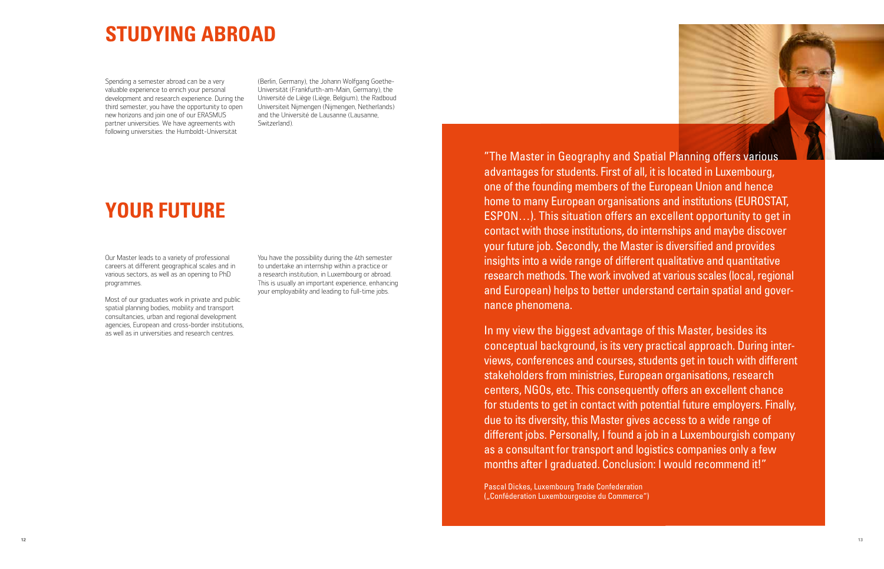# STUDYING ABROAD

Spending a semester abroad can be a very valuable experience to enrich your personal development and research experience. During the third semester, you have the opportunity to open new horizons and join one of our ERASMUS partner universities. We have agreements with following universities: the Humboldt-Universität (Berlin, Germany), the Johann Wolfgang Goethe-Universität (Frankfurth-am-Main, Germany), the Université de Liège (Liège, Belgium), the Radboud Universiteit Nijmengen (Nijmengen, Netherlands) and the Université de Lausanne (Lausanne, Switzerland).

# YOUR FUTURE

Our Master leads to a variety of professional careers at different geographical scales and in various sectors, as well as an opening to PhD programmes.

Most of our graduates work in private and public spatial planning bodies, mobility and transport consultancies, urban and regional development agencies, European and cross-border institutions, as well as in universities and research centres.

You have the possibility during the 4th semester to undertake an internship within a practice or a research institution, in Luxembourg or abroad. This is usually an important experience, enhancing your employability and leading to full-time jobs.

"The Master in Geography and Spatial Planning offers various advantages for students. First of all, it is located in Luxembourg, one of the founding members of the European Union and hence home to many European organisations and institutions (EUROSTAT, ESPON…). This situation offers an excellent opportunity to get in contact with those institutions, do internships and maybe discover your future job. Secondly, the Master is diversified and provides insights into a wide range of different qualitative and quantitative research methods. The work involved at various scales (local, regional and European) helps to better understand certain spatial and governance phenomena.

In my view the biggest advantage of this Master, besides its conceptual background, is its very practical approach. During interviews, conferences and courses, students get in touch with different stakeholders from ministries, European organisations, research centers, NGOs, etc. This consequently offers an excellent chance for students to get in contact with potential future employers. Finally, due to its diversity, this Master gives access to a wide range of different jobs. Personally, I found a job in a Luxembourgish company as a consultant for transport and logistics companies only a few months after I graduated. Conclusion: I would recommend it!"

Pascal Dickes, Luxembourg Trade Confederation
(„Conféderation Luxembourgeoise du Commerce")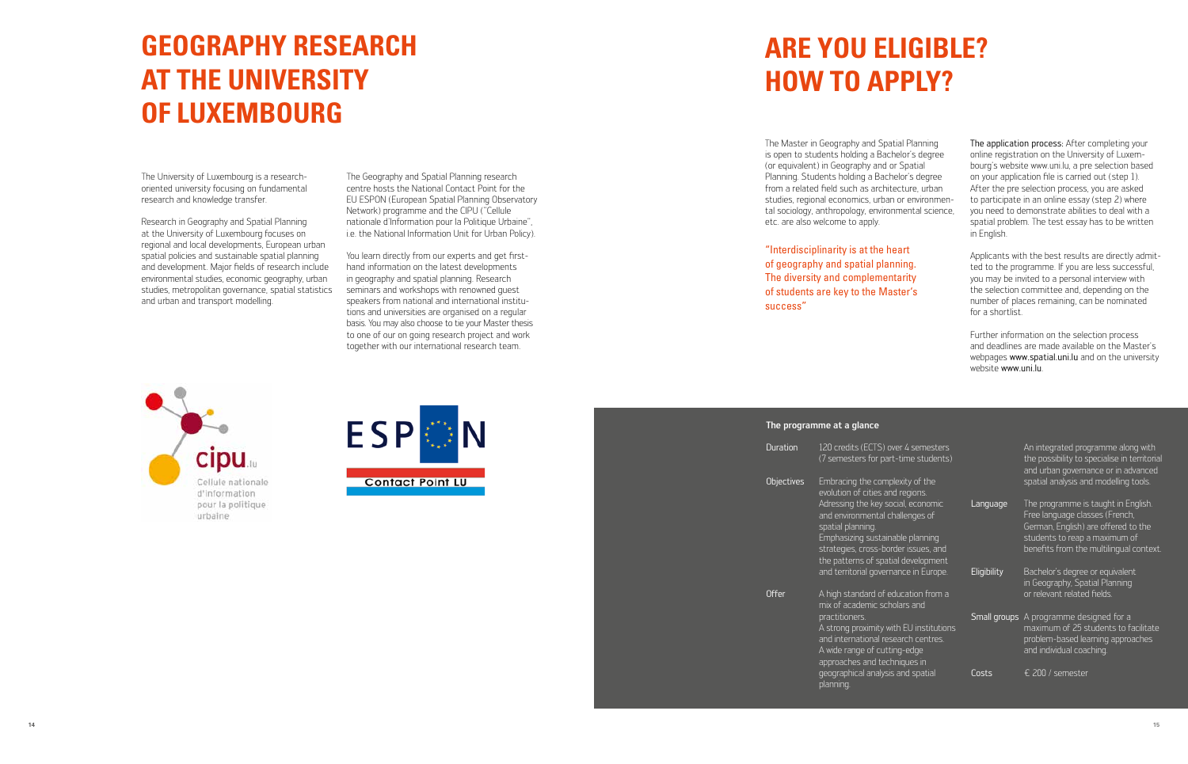# GEOGRAPHY RESEARCH AT THE UNIVERSITY OF LUXEMBOURG

The University of Luxembourg is a research-oriented university focusing on fundamental research and knowledge transfer.

Research in Geography and Spatial Planning at the University of Luxembourg focuses on regional and local developments, European urban spatial policies and sustainable spatial planning and development. Major fields of research include environmental studies, economic geography, urban studies, metropolitan governance, spatial statistics and urban and transport modelling.

The Geography and Spatial Planning research centre hosts the National Contact Point for the EU ESPON (European Spatial Planning Observatory Network) programme and the CIPU ("Cellule nationale d'Information pour la Politique Urbaine", i.e. the National Information Unit for Urban Policy).

You learn directly from our experts and get first-hand information on the latest developments in geography and spatial planning. Research seminars and workshops with renowned guest speakers from national and international institutions and universities are organised on a regular basis. You may also choose to tie your Master thesis to one of our on going research project and work together with our international research team.

cipu.lu
Cellule nationale d'information pour la politique urbaine

ESPON
Contact Point LU

# ARE YOU ELIGIBLE? HOW TO APPLY?

The Master in Geography and Spatial Planning is open to students holding a Bachelor's degree (or equivalent) in Geography and or Spatial Planning. Students holding a Bachelor's degree from a related field such as architecture, urban studies, regional economics, urban or environmental sociology, anthropology, environmental science, etc. are also welcome to apply.

"Interdisciplinarity is at the heart of geography and spatial planning. The diversity and complementarity of students are key to the Master's success"

The application process: After completing your online registration on the University of Luxembourg's website www.uni.lu, a pre selection based on your application file is carried out (step 1). After the pre selection process, you are asked to participate in an online essay (step 2) where you need to demonstrate abilities to deal with a spatial problem. The test essay has to be written in English.

Applicants with the best results are directly admitted to the programme. If you are less successful, you may be invited to a personal interview with the selection committee and, depending on the number of places remaining, can be nominated for a shortlist.

Further information on the selection process and deadlines are made available on the Master's webpages www.spatial.uni.lu and on the university website www.uni.lu.

## The programme at a glance

| | |
|---|---|
| Duration | 120 credits (ECTS) over 4 semesters (7 semesters for part-time students) |
| Objectives | Embracing the complexity of the evolution of cities and regions. Adressing the key social, economic and environmental challenges of spatial planning. Emphasizing sustainable planning strategies, cross-border issues, and the patterns of spatial development and territorial governance in Europe. |
| Offer | A high standard of education from a mix of academic scholars and practitioners. A strong proximity with EU institutions and international research centres. A wide range of cutting-edge approaches and techniques in geographical analysis and spatial planning. An integrated programme along with the possibility to specialise in territorial and urban governance or in advanced spatial analysis and modelling tools. |
| Language | The programme is taught in English. Free language classes (French, German, English) are offered to the students to reap a maximum of benefits from the multilingual context. |
| Eligibility | Bachelor's degree or equivalent in Geography, Spatial Planning or relevant related fields. |
| Small groups | A programme designed for a maximum of 25 students to facilitate problem-based learning approaches and individual coaching. |
| Costs | € 200 / semester |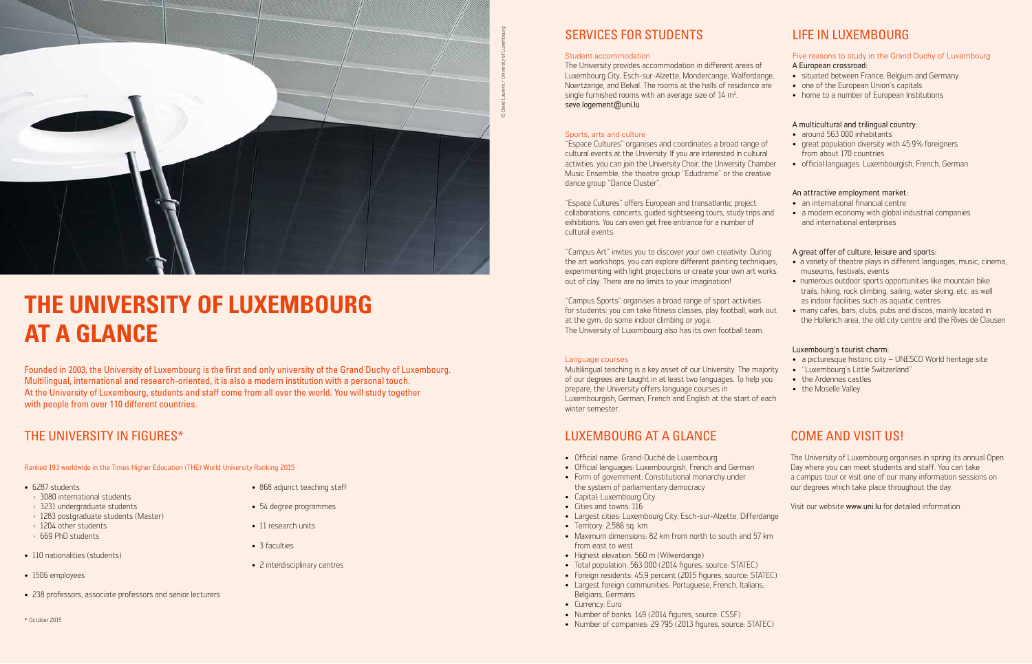# THE UNIVERSITY OF LUXEMBOURG AT A GLANCE

Founded in 2003, the University of Luxembourg is the first and only university of the Grand Duchy of Luxembourg. Multilingual, international and research-oriented, it is also a modern institution with a personal touch. At the University of Luxembourg, students and staff come from all over the world. You will study together with people from over 110 different countries.

## THE UNIVERSITY IN FIGURES*

Ranked 193 worldwide in the Times Higher Education (THE) World University Ranking 2015

- 6287 students
  - 3080 international students
  - 3231 undergraduate students
  - 1283 postgraduate students (Master)
  - 1204 other students
  - 669 PhD students
- 110 nationalities (students)
- 1506 employees
- 238 professors, associate professors and senior lecturers
- 868 adjunct teaching staff
- 54 degree programmes
- 11 research units
- 3 faculties
- 2 interdisciplinary centres

\* October 2015

## SERVICES FOR STUDENTS

### Student accommodation

The University provides accommodation in different areas of Luxembourg City, Esch-sur-Alzette, Mondercange, Walferdange, Noertzange, and Belval. The rooms at the halls of residence are single furnished rooms with an average size of 14 m². seve.logement@uni.lu

### Sports, arts and culture

"Espace Cultures" organises and coordinates a broad range of cultural events at the University. If you are interested in cultural activities, you can join the University Choir, the University Chamber Music Ensemble, the theatre group "Edudrame" or the creative dance group "Dance Cluster".

"Espace Cultures" offers European and transatlantic project collaborations, concerts, guided sightseeing tours, study trips and exhibitions. You can even get free entrance for a number of cultural events.

"Campus Art" invites you to discover your own creativity. During the art workshops, you can explore different painting techniques, experimenting with light projections or create your own art works out of clay. There are no limits to your imagination!

"Campus Sports" organises a broad range of sport activities for students: you can take fitness classes, play football, work out at the gym, do some indoor climbing or yoga.
The University of Luxembourg also has its own football team.

### Language courses

Multilingual teaching is a key asset of our University. The majority of our degrees are taught in at least two languages. To help you prepare, the University offers language courses in Luxembourgish, German, French and English at the start of each winter semester.

## LUXEMBOURG AT A GLANCE

- Official name: Grand-Duché de Luxembourg
- Official languages: Luxembourgish, French and German
- Form of government: Constitutional monarchy under the system of parliamentary democracy
- Capital: Luxembourg City
- Cities and towns: 116
- Largest cities: Luxembourg City, Esch-sur-Alzette, Differdange
- Territory: 2,586 sq. km
- Maximum dimensions: 82 km from north to south and 57 km from east to west
- Highest elevation: 560 m (Wilwerdange)
- Total population: 563 000 (2014 figures, source: STATEC)
- Foreign residents: 45,9 percent (2015 figures, source: STATEC)
- Largest foreign communities: Portuguese, French, Italians, Belgians, Germans
- Currency: Euro
- Number of banks: 149 (2014 figures, source: CSSF)
- Number of companies: 29 795 (2013 figures, source: STATEC)

## LIFE IN LUXEMBOURG

### Five reasons to study in the Grand Duchy of Luxembourg

A European crossroad:

- situated between France, Belgium and Germany
- one of the European Union's capitals
- home to a number of European Institutions

A multicultural and trilingual country:

- around 563 000 inhabitants
- great population diversity with 45.9% foreigners from about 170 countries
- official languages: Luxembourgish, French, German

An attractive employment market:

- an international financial centre
- a modern economy with global industrial companies and international enterprises

A great offer of culture, leisure and sports:

- a variety of theatre plays in different languages, music, cinema, museums, festivals, events
- numerous outdoor sports opportunities like mountain bike trails, hiking, rock climbing, sailing, water skiing, etc. as well as indoor facilities such as aquatic centres
- many cafes, bars, clubs, pubs and discos, mainly located in the Hollerich area, the old city centre and the Rives de Clausen

Luxembourg's tourist charm:

- a picturesque historic city – UNESCO World heritage site
- "Luxembourg's Little Switzerland"
- the Ardennes castles
- the Moselle Valley.

## COME AND VISIT US!

The University of Luxembourg organises in spring its annual Open Day where you can meet students and staff. You can take a campus tour or visit one of our many information sessions on our degrees which take place throughout the day.

Visit our website www.uni.lu for detailed information .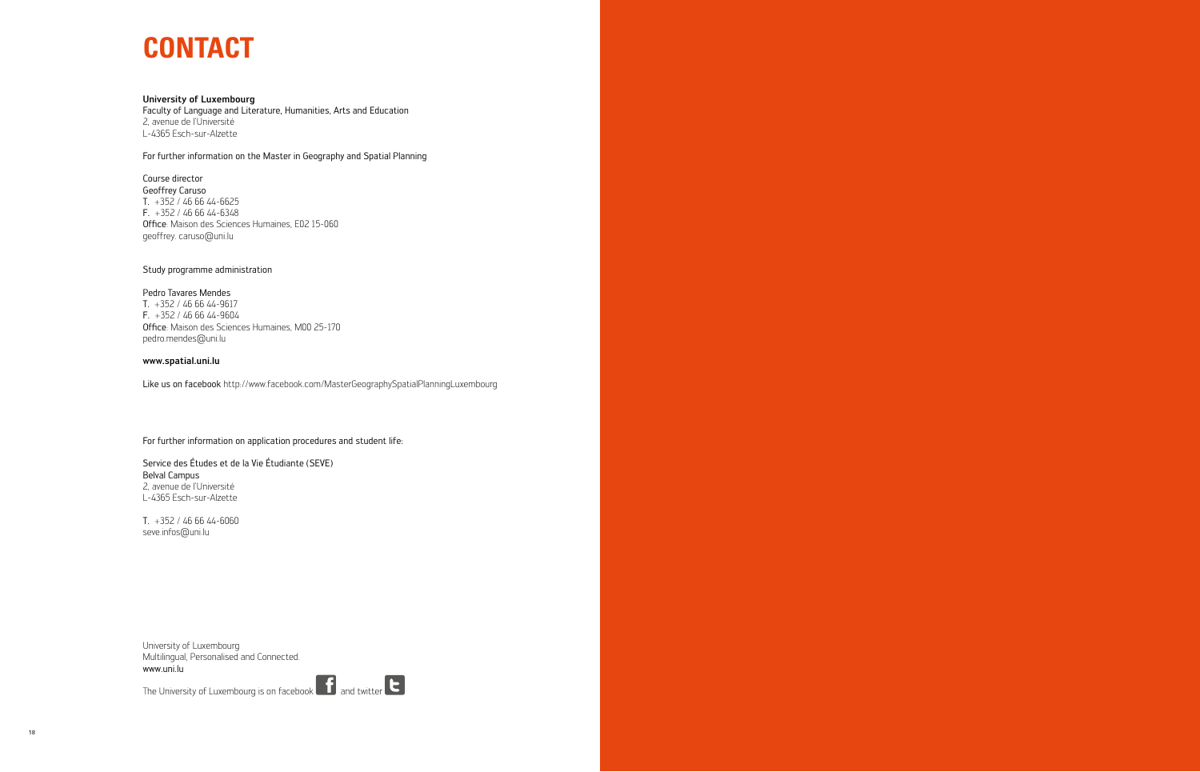# CONTACT

**University of Luxembourg**
Faculty of Language and Literature, Humanities, Arts and Education
2, avenue de l'Université
L-4365 Esch-sur-Alzette

For further information on the Master in Geography and Spatial Planning

Course director
Geoffrey Caruso
T. +352 / 46 66 44-6625
F. +352 / 46 66 44-6348
Office: Maison des Sciences Humaines, E02 15-060
geoffrey. caruso@uni.lu

Study programme administration

Pedro Tavares Mendes
T. +352 / 46 66 44-9617
F. +352 / 46 66 44-9604
Office: Maison des Sciences Humaines, M00 25-170
pedro.mendes@uni.lu

**www.spatial.uni.lu**

Like us on facebook http://www.facebook.com/MasterGeographySpatialPlanningLuxembourg

For further information on application procedures and student life:

Service des Études et de la Vie Étudiante (SEVE)
Belval Campus
2, avenue de l'Université
L-4365 Esch-sur-Alzette

T. +352 / 46 66 44-6060
seve.infos@uni.lu

University of Luxembourg
Multilingual, Personalised and Connected.
www.uni.lu

The University of Luxembourg is on facebook and twitter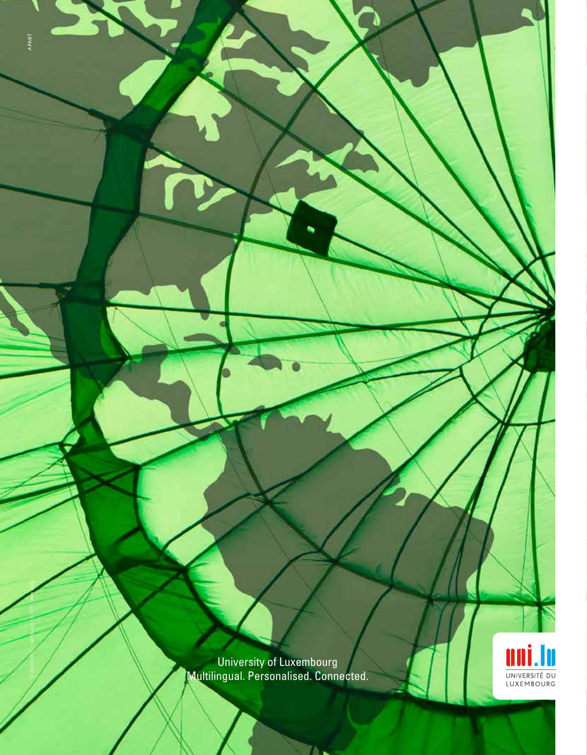University of Luxembourg
Multilingual. Personalised. Connected.

UNIVERSITÉ DU LUXEMBOURG